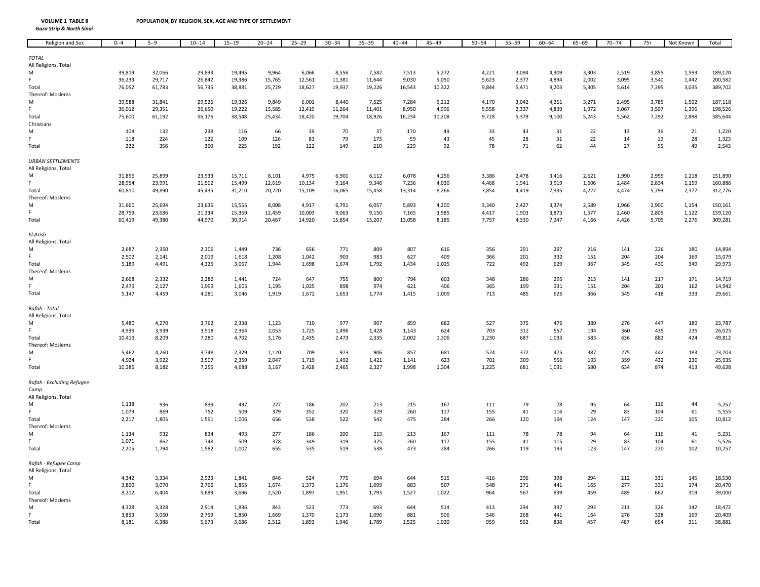**VOLUME 1 TABLE 8** **POPULATION, BY RELIGION, SEX, AGE AND TYPE OF SETTLEMENT**

***Gaza Strip & North Sinai***

| Religion and Sex | 0--4 | 5--9 | 10--14 | 15--19 | 20--24 | 25--29 | 30--34 | 35--39 | 40--44 | 45--49 | 50--54 | 55--59 | 60--64 | 65--69 | 70--74 | 75+ | Not Known | Total |
|---|---|---|---|---|---|---|---|---|---|---|---|---|---|---|---|---|---|---|
| *TOTAL* | | | | | | | | | | | | | | | | | | |
| All Religions, Total | | | | | | | | | | | | | | | | | | |
| M | 39,819 | 32,066 | 29,893 | 19,495 | 9,964 | 6,066 | 8,556 | 7,582 | 7,513 | 5,272 | 4,221 | 3,094 | 4,309 | 3,303 | 2,519 | 3,855 | 1,593 | 189,120 |
| F | 36,233 | 29,717 | 26,842 | 19,386 | 15,765 | 12,561 | 11,381 | 11,644 | 9,030 | 5,050 | 5,623 | 2,377 | 4,894 | 2,002 | 3,095 | 3,540 | 1,442 | 200,582 |
| Total | 76,052 | 61,783 | 56,735 | 38,881 | 25,729 | 18,627 | 19,937 | 19,226 | 16,543 | 10,322 | 9,844 | 5,471 | 9,203 | 5,305 | 5,614 | 7,395 | 3,035 | 389,702 |
| Thereof: Moslems | | | | | | | | | | | | | | | | | | |
| M | 39,588 | 31,841 | 29,526 | 19,326 | 9,849 | 6,001 | 8,440 | 7,525 | 7,284 | 5,212 | 4,170 | 3,042 | 4,261 | 3,271 | 2,495 | 3,785 | 1,502 | 187,118 |
| F | 36,012 | 29,351 | 26,650 | 19,222 | 15,585 | 12,419 | 11,264 | 11,401 | 8,950 | 4,996 | 5,558 | 2,337 | 4,839 | 1,972 | 3,067 | 3,507 | 1,396 | 198,526 |
| Total | 75,600 | 61,192 | 56,176 | 38,548 | 25,434 | 18,420 | 19,704 | 18,926 | 16,234 | 10,208 | 9,728 | 5,379 | 9,100 | 5,243 | 5,562 | 7,292 | 2,898 | 385,644 |
| Christians | | | | | | | | | | | | | | | | | | |
| M | 104 | 132 | 238 | 116 | 66 | 39 | 70 | 37 | 170 | 49 | 33 | 43 | 31 | 22 | 13 | 36 | 21 | 1,220 |
| F | 118 | 224 | 122 | 109 | 126 | 83 | 79 | 173 | 59 | 43 | 45 | 28 | 31 | 22 | 14 | 19 | 28 | 1,323 |
| Total | 222 | 356 | 360 | 225 | 192 | 122 | 149 | 210 | 229 | 92 | 78 | 71 | 62 | 44 | 27 | 55 | 49 | 2,543 |
| *URBAN SETTLEMENTS* | | | | | | | | | | | | | | | | | | |
| All Religions, Total | | | | | | | | | | | | | | | | | | |
| M | 31,856 | 25,899 | 23,933 | 15,711 | 8,101 | 4,975 | 6,901 | 6,112 | 6,078 | 4,256 | 3,386 | 2,478 | 3,416 | 2,621 | 1,990 | 2,959 | 1,218 | 151,890 |
| F | 28,954 | 23,991 | 21,502 | 15,499 | 12,619 | 10,134 | 9,164 | 9,346 | 7,236 | 4,030 | 4,468 | 1,941 | 3,919 | 1,606 | 2,484 | 2,834 | 1,159 | 160,886 |
| Total | 60,810 | 49,890 | 45,435 | 31,210 | 20,720 | 15,109 | 16,065 | 15,458 | 13,314 | 8,266 | 7,854 | 4,419 | 7,335 | 4,227 | 4,474 | 5,793 | 2,377 | 312,776 |
| Thereof: Moslems | | | | | | | | | | | | | | | | | | |
| M | 31,660 | 25,694 | 23,636 | 15,555 | 8,008 | 4,917 | 6,791 | 6,057 | 5,893 | 4,200 | 3,340 | 2,427 | 3,374 | 2,589 | 1,966 | 2,900 | 1,154 | 150,161 |
| F | 28,759 | 23,686 | 21,334 | 15,359 | 12,459 | 10,003 | 9,063 | 9,150 | 7,165 | 3,985 | 4,417 | 1,903 | 3,873 | 1,577 | 2,460 | 2,805 | 1,122 | 159,120 |
| Total | 60,419 | 49,380 | 44,970 | 30,914 | 20,467 | 14,920 | 15,854 | 15,207 | 13,058 | 8,185 | 7,757 | 4,330 | 7,247 | 4,166 | 4,426 | 5,705 | 2,276 | 309,281 |
| *El-Arish* | | | | | | | | | | | | | | | | | | |
| All Religions, Total | | | | | | | | | | | | | | | | | | |
| M | 2,687 | 2,350 | 2,306 | 1,449 | 736 | 656 | 771 | 809 | 807 | 616 | 356 | 291 | 297 | 216 | 141 | 226 | 180 | 14,894 |
| F | 2,502 | 2,141 | 2,019 | 1,618 | 1,208 | 1,042 | 903 | 983 | 627 | 409 | 366 | 201 | 332 | 151 | 204 | 204 | 169 | 15,079 |
| Total | 5,189 | 4,491 | 4,325 | 3,067 | 1,944 | 1,698 | 1,674 | 1,792 | 1,434 | 1,025 | 722 | 492 | 629 | 367 | 345 | 430 | 349 | 29,973 |
| Thereof: Moslems | | | | | | | | | | | | | | | | | | |
| M | 2,668 | 2,332 | 2,282 | 1,441 | 724 | 647 | 755 | 800 | 794 | 603 | 348 | 286 | 295 | 215 | 141 | 217 | 171 | 14,719 |
| F | 2,479 | 2,127 | 1,999 | 1,605 | 1,195 | 1,025 | 898 | 974 | 621 | 406 | 365 | 199 | 331 | 151 | 204 | 201 | 162 | 14,942 |
| Total | 5,147 | 4,459 | 4,281 | 3,046 | 1,919 | 1,672 | 1,653 | 1,774 | 1,415 | 1,009 | 713 | 485 | 626 | 366 | 345 | 418 | 333 | 29,661 |
| *Rafah - Total* | | | | | | | | | | | | | | | | | | |
| All Religions, Total | | | | | | | | | | | | | | | | | | |
| M | 5,480 | 4,270 | 3,762 | 2,338 | 1,123 | 710 | 977 | 907 | 859 | 682 | 527 | 375 | 476 | 389 | 276 | 447 | 189 | 23,787 |
| F | 4,939 | 3,939 | 3,518 | 2,364 | 2,053 | 1,725 | 1,496 | 1,428 | 1,143 | 624 | 703 | 312 | 557 | 194 | 360 | 435 | 235 | 26,025 |
| Total | 10,419 | 8,209 | 7,280 | 4,702 | 3,176 | 2,435 | 2,473 | 2,335 | 2,002 | 1,306 | 1,230 | 687 | 1,033 | 583 | 636 | 882 | 424 | 49,812 |
| Thereof: Moslems | | | | | | | | | | | | | | | | | | |
| M | 5,462 | 4,260 | 3,748 | 2,329 | 1,120 | 709 | 973 | 906 | 857 | 681 | 524 | 372 | 475 | 387 | 275 | 442 | 183 | 23,703 |
| F | 4,924 | 3,922 | 3,507 | 2,359 | 2,047 | 1,719 | 1,492 | 1,421 | 1,141 | 623 | 701 | 309 | 556 | 193 | 359 | 432 | 230 | 25,935 |
| Total | 10,386 | 8,182 | 7,255 | 4,688 | 3,167 | 2,428 | 2,465 | 2,327 | 1,998 | 1,304 | 1,225 | 681 | 1,031 | 580 | 634 | 874 | 413 | 49,638 |
| *Rafah - Excluding Refugee Camp* | | | | | | | | | | | | | | | | | | |
| All Religions, Total | | | | | | | | | | | | | | | | | | |
| M | 1,138 | 936 | 839 | 497 | 277 | 186 | 202 | 213 | 215 | 167 | 111 | 79 | 78 | 95 | 64 | 116 | 44 | 5,257 |
| F | 1,079 | 869 | 752 | 509 | 379 | 352 | 320 | 329 | 260 | 117 | 155 | 41 | 116 | 29 | 83 | 104 | 61 | 5,555 |
| Total | 2,217 | 1,805 | 1,591 | 1,006 | 656 | 538 | 522 | 542 | 475 | 284 | 266 | 120 | 194 | 124 | 147 | 220 | 105 | 10,812 |
| Thereof: Moslems | | | | | | | | | | | | | | | | | | |
| M | 1,134 | 932 | 834 | 493 | 277 | 186 | 200 | 213 | 213 | 167 | 111 | 78 | 78 | 94 | 64 | 116 | 41 | 5,231 |
| F | 1,071 | 862 | 748 | 509 | 378 | 349 | 319 | 325 | 260 | 117 | 155 | 41 | 115 | 29 | 83 | 104 | 61 | 5,526 |
| Total | 2,205 | 1,794 | 1,582 | 1,002 | 655 | 535 | 519 | 538 | 473 | 284 | 266 | 119 | 193 | 123 | 147 | 220 | 102 | 10,757 |
| *Rafah - Refugee Camp* | | | | | | | | | | | | | | | | | | |
| All Religions, Total | | | | | | | | | | | | | | | | | | |
| M | 4,342 | 3,334 | 2,923 | 1,841 | 846 | 524 | 775 | 694 | 644 | 515 | 416 | 296 | 398 | 294 | 212 | 331 | 145 | 18,530 |
| F | 3,860 | 3,070 | 2,766 | 1,855 | 1,674 | 1,373 | 1,176 | 1,099 | 883 | 507 | 548 | 271 | 441 | 165 | 277 | 331 | 174 | 20,470 |
| Total | 8,202 | 6,404 | 5,689 | 3,696 | 2,520 | 1,897 | 1,951 | 1,793 | 1,527 | 1,022 | 964 | 567 | 839 | 459 | 489 | 662 | 319 | 39,000 |
| Thereof: Moslems | | | | | | | | | | | | | | | | | | |
| M | 4,328 | 3,328 | 2,914 | 1,836 | 843 | 523 | 773 | 693 | 644 | 514 | 413 | 294 | 397 | 293 | 211 | 326 | 142 | 18,472 |
| F | 3,853 | 3,060 | 2,759 | 1,850 | 1,669 | 1,370 | 1,173 | 1,096 | 881 | 506 | 546 | 268 | 441 | 164 | 276 | 328 | 169 | 20,409 |
| Total | 8,181 | 6,388 | 5,673 | 3,686 | 2,512 | 1,893 | 1,946 | 1,789 | 1,525 | 1,020 | 959 | 562 | 838 | 457 | 487 | 654 | 311 | 38,881 |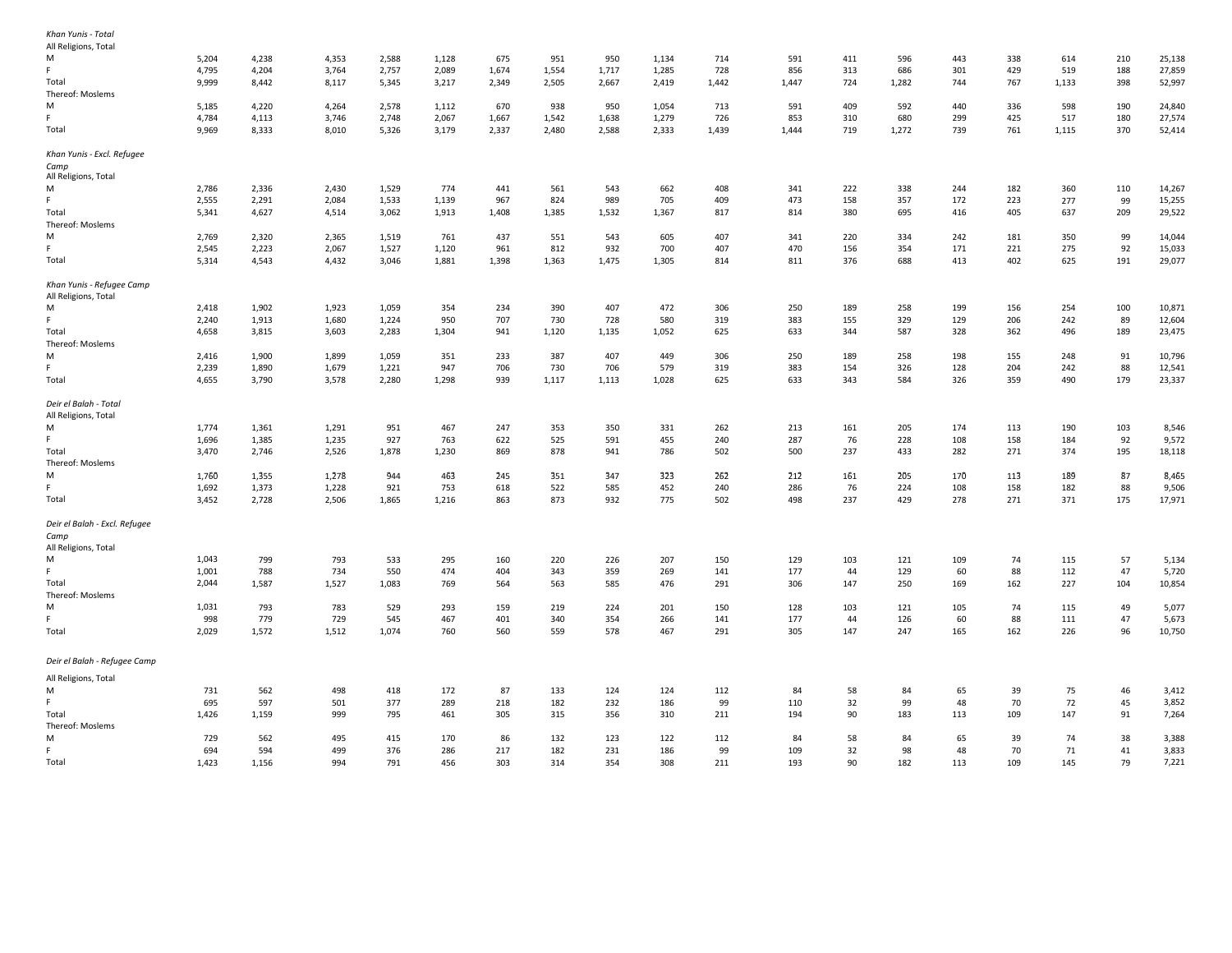| | | | | | | | | | | | | | | | | | | |
|---|---|---|---|---|---|---|---|---|---|---|---|---|---|---|---|---|---|---|
| *Khan Yunis - Total* | | | | | | | | | | | | | | | | | | |
| All Religions, Total | | | | | | | | | | | | | | | | | | |
| M | 5,204 | 4,238 | 4,353 | 2,588 | 1,128 | 675 | 951 | 950 | 1,134 | 714 | 591 | 411 | 596 | 443 | 338 | 614 | 210 | 25,138 |
| F | 4,795 | 4,204 | 3,764 | 2,757 | 2,089 | 1,674 | 1,554 | 1,717 | 1,285 | 728 | 856 | 313 | 686 | 301 | 429 | 519 | 188 | 27,859 |
| Total | 9,999 | 8,442 | 8,117 | 5,345 | 3,217 | 2,349 | 2,505 | 2,667 | 2,419 | 1,442 | 1,447 | 724 | 1,282 | 744 | 767 | 1,133 | 398 | 52,997 |
| Thereof: Moslems | | | | | | | | | | | | | | | | | | |
| M | 5,185 | 4,220 | 4,264 | 2,578 | 1,112 | 670 | 938 | 950 | 1,054 | 713 | 591 | 409 | 592 | 440 | 336 | 598 | 190 | 24,840 |
| F | 4,784 | 4,113 | 3,746 | 2,748 | 2,067 | 1,667 | 1,542 | 1,638 | 1,279 | 726 | 853 | 310 | 680 | 299 | 425 | 517 | 180 | 27,574 |
| Total | 9,969 | 8,333 | 8,010 | 5,326 | 3,179 | 2,337 | 2,480 | 2,588 | 2,333 | 1,439 | 1,444 | 719 | 1,272 | 739 | 761 | 1,115 | 370 | 52,414 |
| *Khan Yunis - Excl. Refugee Camp* | | | | | | | | | | | | | | | | | | |
| All Religions, Total | | | | | | | | | | | | | | | | | | |
| M | 2,786 | 2,336 | 2,430 | 1,529 | 774 | 441 | 561 | 543 | 662 | 408 | 341 | 222 | 338 | 244 | 182 | 360 | 110 | 14,267 |
| F | 2,555 | 2,291 | 2,084 | 1,533 | 1,139 | 967 | 824 | 989 | 705 | 409 | 473 | 158 | 357 | 172 | 223 | 277 | 99 | 15,255 |
| Total | 5,341 | 4,627 | 4,514 | 3,062 | 1,913 | 1,408 | 1,385 | 1,532 | 1,367 | 817 | 814 | 380 | 695 | 416 | 405 | 637 | 209 | 29,522 |
| Thereof: Moslems | | | | | | | | | | | | | | | | | | |
| M | 2,769 | 2,320 | 2,365 | 1,519 | 761 | 437 | 551 | 543 | 605 | 407 | 341 | 220 | 334 | 242 | 181 | 350 | 99 | 14,044 |
| F | 2,545 | 2,223 | 2,067 | 1,527 | 1,120 | 961 | 812 | 932 | 700 | 407 | 470 | 156 | 354 | 171 | 221 | 275 | 92 | 15,033 |
| Total | 5,314 | 4,543 | 4,432 | 3,046 | 1,881 | 1,398 | 1,363 | 1,475 | 1,305 | 814 | 811 | 376 | 688 | 413 | 402 | 625 | 191 | 29,077 |
| *Khan Yunis - Refugee Camp* | | | | | | | | | | | | | | | | | | |
| All Religions, Total | | | | | | | | | | | | | | | | | | |
| M | 2,418 | 1,902 | 1,923 | 1,059 | 354 | 234 | 390 | 407 | 472 | 306 | 250 | 189 | 258 | 199 | 156 | 254 | 100 | 10,871 |
| F | 2,240 | 1,913 | 1,680 | 1,224 | 950 | 707 | 730 | 728 | 580 | 319 | 383 | 155 | 329 | 129 | 206 | 242 | 89 | 12,604 |
| Total | 4,658 | 3,815 | 3,603 | 2,283 | 1,304 | 941 | 1,120 | 1,135 | 1,052 | 625 | 633 | 344 | 587 | 328 | 362 | 496 | 189 | 23,475 |
| Thereof: Moslems | | | | | | | | | | | | | | | | | | |
| M | 2,416 | 1,900 | 1,899 | 1,059 | 351 | 233 | 387 | 407 | 449 | 306 | 250 | 189 | 258 | 198 | 155 | 248 | 91 | 10,796 |
| F | 2,239 | 1,890 | 1,679 | 1,221 | 947 | 706 | 730 | 706 | 579 | 319 | 383 | 154 | 326 | 128 | 204 | 242 | 88 | 12,541 |
| Total | 4,655 | 3,790 | 3,578 | 2,280 | 1,298 | 939 | 1,117 | 1,113 | 1,028 | 625 | 633 | 343 | 584 | 326 | 359 | 490 | 179 | 23,337 |
| *Deir el Balah - Total* | | | | | | | | | | | | | | | | | | |
| All Religions, Total | | | | | | | | | | | | | | | | | | |
| M | 1,774 | 1,361 | 1,291 | 951 | 467 | 247 | 353 | 350 | 331 | 262 | 213 | 161 | 205 | 174 | 113 | 190 | 103 | 8,546 |
| F | 1,696 | 1,385 | 1,235 | 927 | 763 | 622 | 525 | 591 | 455 | 240 | 287 | 76 | 228 | 108 | 158 | 184 | 92 | 9,572 |
| Total | 3,470 | 2,746 | 2,526 | 1,878 | 1,230 | 869 | 878 | 941 | 786 | 502 | 500 | 237 | 433 | 282 | 271 | 374 | 195 | 18,118 |
| Thereof: Moslems | | | | | | | | | | | | | | | | | | |
| M | 1,760 | 1,355 | 1,278 | 944 | 463 | 245 | 351 | 347 | 323 | 262 | 212 | 161 | 205 | 170 | 113 | 189 | 87 | 8,465 |
| F | 1,692 | 1,373 | 1,228 | 921 | 753 | 618 | 522 | 585 | 452 | 240 | 286 | 76 | 224 | 108 | 158 | 182 | 88 | 9,506 |
| Total | 3,452 | 2,728 | 2,506 | 1,865 | 1,216 | 863 | 873 | 932 | 775 | 502 | 498 | 237 | 429 | 278 | 271 | 371 | 175 | 17,971 |
| *Deir el Balah - Excl. Refugee Camp* | | | | | | | | | | | | | | | | | | |
| All Religions, Total | | | | | | | | | | | | | | | | | | |
| M | 1,043 | 799 | 793 | 533 | 295 | 160 | 220 | 226 | 207 | 150 | 129 | 103 | 121 | 109 | 74 | 115 | 57 | 5,134 |
| F | 1,001 | 788 | 734 | 550 | 474 | 404 | 343 | 359 | 269 | 141 | 177 | 44 | 129 | 60 | 88 | 112 | 47 | 5,720 |
| Total | 2,044 | 1,587 | 1,527 | 1,083 | 769 | 564 | 563 | 585 | 476 | 291 | 306 | 147 | 250 | 169 | 162 | 227 | 104 | 10,854 |
| Thereof: Moslems | | | | | | | | | | | | | | | | | | |
| M | 1,031 | 793 | 783 | 529 | 293 | 159 | 219 | 224 | 201 | 150 | 128 | 103 | 121 | 105 | 74 | 115 | 49 | 5,077 |
| F | 998 | 779 | 729 | 545 | 467 | 401 | 340 | 354 | 266 | 141 | 177 | 44 | 126 | 60 | 88 | 111 | 47 | 5,673 |
| Total | 2,029 | 1,572 | 1,512 | 1,074 | 760 | 560 | 559 | 578 | 467 | 291 | 305 | 147 | 247 | 165 | 162 | 226 | 96 | 10,750 |
| *Deir el Balah - Refugee Camp* | | | | | | | | | | | | | | | | | | |
| All Religions, Total | | | | | | | | | | | | | | | | | | |
| M | 731 | 562 | 498 | 418 | 172 | 87 | 133 | 124 | 124 | 112 | 84 | 58 | 84 | 65 | 39 | 75 | 46 | 3,412 |
| F | 695 | 597 | 501 | 377 | 289 | 218 | 182 | 232 | 186 | 99 | 110 | 32 | 99 | 48 | 70 | 72 | 45 | 3,852 |
| Total | 1,426 | 1,159 | 999 | 795 | 461 | 305 | 315 | 356 | 310 | 211 | 194 | 90 | 183 | 113 | 109 | 147 | 91 | 7,264 |
| Thereof: Moslems | | | | | | | | | | | | | | | | | | |
| M | 729 | 562 | 495 | 415 | 170 | 86 | 132 | 123 | 122 | 112 | 84 | 58 | 84 | 65 | 39 | 74 | 38 | 3,388 |
| F | 694 | 594 | 499 | 376 | 286 | 217 | 182 | 231 | 186 | 99 | 109 | 32 | 98 | 48 | 70 | 71 | 41 | 3,833 |
| Total | 1,423 | 1,156 | 994 | 791 | 456 | 303 | 314 | 354 | 308 | 211 | 193 | 90 | 182 | 113 | 109 | 145 | 79 | 7,221 |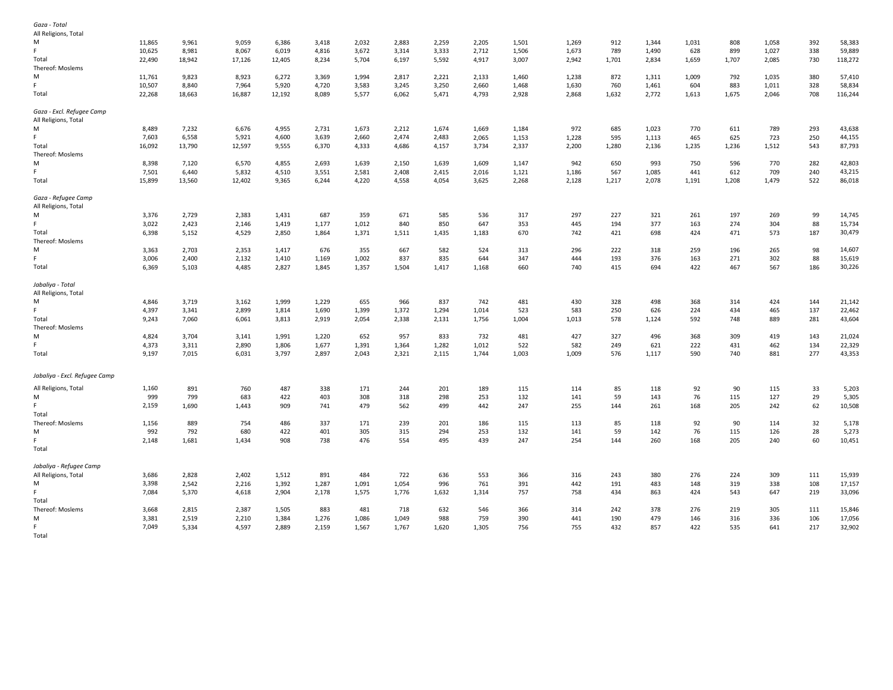| | | | | | | | | | | | | | | | | | | |
|---|---|---|---|---|---|---|---|---|---|---|---|---|---|---|---|---|---|---|
| *Gaza - Total* | | | | | | | | | | | | | | | | | | |
| All Religions, Total | | | | | | | | | | | | | | | | | | |
| M | 11,865 | 9,961 | 9,059 | 6,386 | 3,418 | 2,032 | 2,883 | 2,259 | 2,205 | 1,501 | 1,269 | 912 | 1,344 | 1,031 | 808 | 1,058 | 392 | 58,383 |
| F | 10,625 | 8,981 | 8,067 | 6,019 | 4,816 | 3,672 | 3,314 | 3,333 | 2,712 | 1,506 | 1,673 | 789 | 1,490 | 628 | 899 | 1,027 | 338 | 59,889 |
| Total | 22,490 | 18,942 | 17,126 | 12,405 | 8,234 | 5,704 | 6,197 | 5,592 | 4,917 | 3,007 | 2,942 | 1,701 | 2,834 | 1,659 | 1,707 | 2,085 | 730 | 118,272 |
| Thereof: Moslems | | | | | | | | | | | | | | | | | | |
| M | 11,761 | 9,823 | 8,923 | 6,272 | 3,369 | 1,994 | 2,817 | 2,221 | 2,133 | 1,460 | 1,238 | 872 | 1,311 | 1,009 | 792 | 1,035 | 380 | 57,410 |
| F | 10,507 | 8,840 | 7,964 | 5,920 | 4,720 | 3,583 | 3,245 | 3,250 | 2,660 | 1,468 | 1,630 | 760 | 1,461 | 604 | 883 | 1,011 | 328 | 58,834 |
| Total | 22,268 | 18,663 | 16,887 | 12,192 | 8,089 | 5,577 | 6,062 | 5,471 | 4,793 | 2,928 | 2,868 | 1,632 | 2,772 | 1,613 | 1,675 | 2,046 | 708 | 116,244 |
| *Gaza - Excl. Refugee Camp* | | | | | | | | | | | | | | | | | | |
| All Religions, Total | | | | | | | | | | | | | | | | | | |
| M | 8,489 | 7,232 | 6,676 | 4,955 | 2,731 | 1,673 | 2,212 | 1,674 | 1,669 | 1,184 | 972 | 685 | 1,023 | 770 | 611 | 789 | 293 | 43,638 |
| F | 7,603 | 6,558 | 5,921 | 4,600 | 3,639 | 2,660 | 2,474 | 2,483 | 2,065 | 1,153 | 1,228 | 595 | 1,113 | 465 | 625 | 723 | 250 | 44,155 |
| Total | 16,092 | 13,790 | 12,597 | 9,555 | 6,370 | 4,333 | 4,686 | 4,157 | 3,734 | 2,337 | 2,200 | 1,280 | 2,136 | 1,235 | 1,236 | 1,512 | 543 | 87,793 |
| Thereof: Moslems | | | | | | | | | | | | | | | | | | |
| M | 8,398 | 7,120 | 6,570 | 4,855 | 2,693 | 1,639 | 2,150 | 1,639 | 1,609 | 1,147 | 942 | 650 | 993 | 750 | 596 | 770 | 282 | 42,803 |
| F | 7,501 | 6,440 | 5,832 | 4,510 | 3,551 | 2,581 | 2,408 | 2,415 | 2,016 | 1,121 | 1,186 | 567 | 1,085 | 441 | 612 | 709 | 240 | 43,215 |
| Total | 15,899 | 13,560 | 12,402 | 9,365 | 6,244 | 4,220 | 4,558 | 4,054 | 3,625 | 2,268 | 2,128 | 1,217 | 2,078 | 1,191 | 1,208 | 1,479 | 522 | 86,018 |
| *Gaza - Refugee Camp* | | | | | | | | | | | | | | | | | | |
| All Religions, Total | | | | | | | | | | | | | | | | | | |
| M | 3,376 | 2,729 | 2,383 | 1,431 | 687 | 359 | 671 | 585 | 536 | 317 | 297 | 227 | 321 | 261 | 197 | 269 | 99 | 14,745 |
| F | 3,022 | 2,423 | 2,146 | 1,419 | 1,177 | 1,012 | 840 | 850 | 647 | 353 | 445 | 194 | 377 | 163 | 274 | 304 | 88 | 15,734 |
| Total | 6,398 | 5,152 | 4,529 | 2,850 | 1,864 | 1,371 | 1,511 | 1,435 | 1,183 | 670 | 742 | 421 | 698 | 424 | 471 | 573 | 187 | 30,479 |
| Thereof: Moslems | | | | | | | | | | | | | | | | | | |
| M | 3,363 | 2,703 | 2,353 | 1,417 | 676 | 355 | 667 | 582 | 524 | 313 | 296 | 222 | 318 | 259 | 196 | 265 | 98 | 14,607 |
| F | 3,006 | 2,400 | 2,132 | 1,410 | 1,169 | 1,002 | 837 | 835 | 644 | 347 | 444 | 193 | 376 | 163 | 271 | 302 | 88 | 15,619 |
| Total | 6,369 | 5,103 | 4,485 | 2,827 | 1,845 | 1,357 | 1,504 | 1,417 | 1,168 | 660 | 740 | 415 | 694 | 422 | 467 | 567 | 186 | 30,226 |
| *Jabaliya - Total* | | | | | | | | | | | | | | | | | | |
| All Religions, Total | | | | | | | | | | | | | | | | | | |
| M | 4,846 | 3,719 | 3,162 | 1,999 | 1,229 | 655 | 966 | 837 | 742 | 481 | 430 | 328 | 498 | 368 | 314 | 424 | 144 | 21,142 |
| F | 4,397 | 3,341 | 2,899 | 1,814 | 1,690 | 1,399 | 1,372 | 1,294 | 1,014 | 523 | 583 | 250 | 626 | 224 | 434 | 465 | 137 | 22,462 |
| Total | 9,243 | 7,060 | 6,061 | 3,813 | 2,919 | 2,054 | 2,338 | 2,131 | 1,756 | 1,004 | 1,013 | 578 | 1,124 | 592 | 748 | 889 | 281 | 43,604 |
| Thereof: Moslems | | | | | | | | | | | | | | | | | | |
| M | 4,824 | 3,704 | 3,141 | 1,991 | 1,220 | 652 | 957 | 833 | 732 | 481 | 427 | 327 | 496 | 368 | 309 | 419 | 143 | 21,024 |
| F | 4,373 | 3,311 | 2,890 | 1,806 | 1,677 | 1,391 | 1,364 | 1,282 | 1,012 | 522 | 582 | 249 | 621 | 222 | 431 | 462 | 134 | 22,329 |
| Total | 9,197 | 7,015 | 6,031 | 3,797 | 2,897 | 2,043 | 2,321 | 2,115 | 1,744 | 1,003 | 1,009 | 576 | 1,117 | 590 | 740 | 881 | 277 | 43,353 |
| *Jabaliya - Excl. Refugee Camp* | | | | | | | | | | | | | | | | | | |
| All Religions, Total | 1,160 | 891 | 760 | 487 | 338 | 171 | 244 | 201 | 189 | 115 | 114 | 85 | 118 | 92 | 90 | 115 | 33 | 5,203 |
| M | 999 | 799 | 683 | 422 | 403 | 308 | 318 | 298 | 253 | 132 | 141 | 59 | 143 | 76 | 115 | 127 | 29 | 5,305 |
| F | 2,159 | 1,690 | 1,443 | 909 | 741 | 479 | 562 | 499 | 442 | 247 | 255 | 144 | 261 | 168 | 205 | 242 | 62 | 10,508 |
| Total | | | | | | | | | | | | | | | | | | |
| Thereof: Moslems | 1,156 | 889 | 754 | 486 | 337 | 171 | 239 | 201 | 186 | 115 | 113 | 85 | 118 | 92 | 90 | 114 | 32 | 5,178 |
| M | 992 | 792 | 680 | 422 | 401 | 305 | 315 | 294 | 253 | 132 | 141 | 59 | 142 | 76 | 115 | 126 | 28 | 5,273 |
| F | 2,148 | 1,681 | 1,434 | 908 | 738 | 476 | 554 | 495 | 439 | 247 | 254 | 144 | 260 | 168 | 205 | 240 | 60 | 10,451 |
| Total | | | | | | | | | | | | | | | | | | |
| *Jabaliya - Refugee Camp* | | | | | | | | | | | | | | | | | | |
| All Religions, Total | 3,686 | 2,828 | 2,402 | 1,512 | 891 | 484 | 722 | 636 | 553 | 366 | 316 | 243 | 380 | 276 | 224 | 309 | 111 | 15,939 |
| M | 3,398 | 2,542 | 2,216 | 1,392 | 1,287 | 1,091 | 1,054 | 996 | 761 | 391 | 442 | 191 | 483 | 148 | 319 | 338 | 108 | 17,157 |
| F | 7,084 | 5,370 | 4,618 | 2,904 | 2,178 | 1,575 | 1,776 | 1,632 | 1,314 | 757 | 758 | 434 | 863 | 424 | 543 | 647 | 219 | 33,096 |
| Total | | | | | | | | | | | | | | | | | | |
| Thereof: Moslems | 3,668 | 2,815 | 2,387 | 1,505 | 883 | 481 | 718 | 632 | 546 | 366 | 314 | 242 | 378 | 276 | 219 | 305 | 111 | 15,846 |
| M | 3,381 | 2,519 | 2,210 | 1,384 | 1,276 | 1,086 | 1,049 | 988 | 759 | 390 | 441 | 190 | 479 | 146 | 316 | 336 | 106 | 17,056 |
| F | 7,049 | 5,334 | 4,597 | 2,889 | 2,159 | 1,567 | 1,767 | 1,620 | 1,305 | 756 | 755 | 432 | 857 | 422 | 535 | 641 | 217 | 32,902 |
| Total | | | | | | | | | | | | | | | | | | |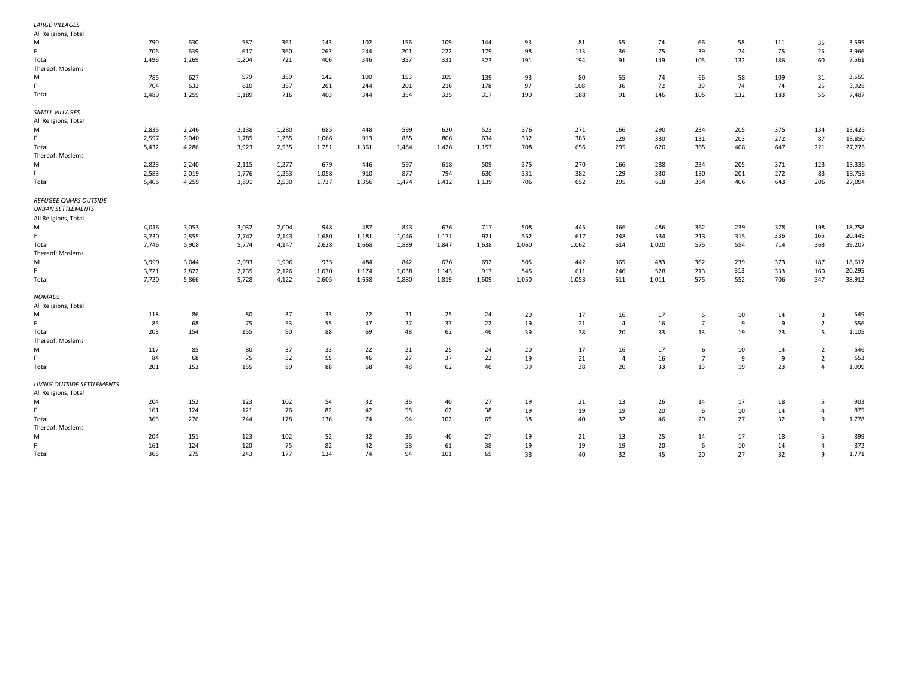| | | | | | | | | | | | | | | | | | | |
|---|---|---|---|---|---|---|---|---|---|---|---|---|---|---|---|---|---|---|
| *LARGE VILLAGES* | | | | | | | | | | | | | | | | | | |
| All Religions, Total | | | | | | | | | | | | | | | | | | |
| M | 790 | 630 | 587 | 361 | 143 | 102 | 156 | 109 | 144 | 93 | 81 | 55 | 74 | 66 | 58 | 111 | 35 | 3,595 |
| F | 706 | 639 | 617 | 360 | 263 | 244 | 201 | 222 | 179 | 98 | 113 | 36 | 75 | 39 | 74 | 75 | 25 | 3,966 |
| Total | 1,496 | 1,269 | 1,204 | 721 | 406 | 346 | 357 | 331 | 323 | 191 | 194 | 91 | 149 | 105 | 132 | 186 | 60 | 7,561 |
| Thereof: Moslems | | | | | | | | | | | | | | | | | | |
| M | 785 | 627 | 579 | 359 | 142 | 100 | 153 | 109 | 139 | 93 | 80 | 55 | 74 | 66 | 58 | 109 | 31 | 3,559 |
| F | 704 | 632 | 610 | 357 | 261 | 244 | 201 | 216 | 178 | 97 | 108 | 36 | 72 | 39 | 74 | 74 | 25 | 3,928 |
| Total | 1,489 | 1,259 | 1,189 | 716 | 403 | 344 | 354 | 325 | 317 | 190 | 188 | 91 | 146 | 105 | 132 | 183 | 56 | 7,487 |
| *SMALL VILLAGES* | | | | | | | | | | | | | | | | | | |
| All Religions, Total | | | | | | | | | | | | | | | | | | |
| M | 2,835 | 2,246 | 2,138 | 1,280 | 685 | 448 | 599 | 620 | 523 | 376 | 271 | 166 | 290 | 234 | 205 | 375 | 134 | 13,425 |
| F | 2,597 | 2,040 | 1,785 | 1,255 | 1,066 | 913 | 885 | 806 | 634 | 332 | 385 | 129 | 330 | 131 | 203 | 272 | 87 | 13,850 |
| Total | 5,432 | 4,286 | 3,923 | 2,535 | 1,751 | 1,361 | 1,484 | 1,426 | 1,157 | 708 | 656 | 295 | 620 | 365 | 408 | 647 | 221 | 27,275 |
| Thereof: Moslems | | | | | | | | | | | | | | | | | | |
| M | 2,823 | 2,240 | 2,115 | 1,277 | 679 | 446 | 597 | 618 | 509 | 375 | 270 | 166 | 288 | 234 | 205 | 371 | 123 | 13,336 |
| F | 2,583 | 2,019 | 1,776 | 1,253 | 1,058 | 910 | 877 | 794 | 630 | 331 | 382 | 129 | 330 | 130 | 201 | 272 | 83 | 13,758 |
| Total | 5,406 | 4,259 | 3,891 | 2,530 | 1,737 | 1,356 | 1,474 | 1,412 | 1,139 | 706 | 652 | 295 | 618 | 364 | 406 | 643 | 206 | 27,094 |
| *REFUGEE CAMPS OUTSIDE URBAN SETTLEMENTS* | | | | | | | | | | | | | | | | | | |
| All Religions, Total | | | | | | | | | | | | | | | | | | |
| M | 4,016 | 3,053 | 3,032 | 2,004 | 948 | 487 | 843 | 676 | 717 | 508 | 445 | 366 | 486 | 362 | 239 | 378 | 198 | 18,758 |
| F | 3,730 | 2,855 | 2,742 | 2,143 | 1,680 | 1,181 | 1,046 | 1,171 | 921 | 552 | 617 | 248 | 534 | 213 | 315 | 336 | 165 | 20,449 |
| Total | 7,746 | 5,908 | 5,774 | 4,147 | 2,628 | 1,668 | 1,889 | 1,847 | 1,638 | 1,060 | 1,062 | 614 | 1,020 | 575 | 554 | 714 | 363 | 39,207 |
| Thereof: Moslems | | | | | | | | | | | | | | | | | | |
| M | 3,999 | 3,044 | 2,993 | 1,996 | 935 | 484 | 842 | 676 | 692 | 505 | 442 | 365 | 483 | 362 | 239 | 373 | 187 | 18,617 |
| F | 3,721 | 2,822 | 2,735 | 2,126 | 1,670 | 1,174 | 1,038 | 1,143 | 917 | 545 | 611 | 246 | 528 | 213 | 313 | 333 | 160 | 20,295 |
| Total | 7,720 | 5,866 | 5,728 | 4,122 | 2,605 | 1,658 | 1,880 | 1,819 | 1,609 | 1,050 | 1,053 | 611 | 1,011 | 575 | 552 | 706 | 347 | 38,912 |
| *NOMADS* | | | | | | | | | | | | | | | | | | |
| All Religions, Total | | | | | | | | | | | | | | | | | | |
| M | 118 | 86 | 80 | 37 | 33 | 22 | 21 | 25 | 24 | 20 | 17 | 16 | 17 | 6 | 10 | 14 | 3 | 549 |
| F | 85 | 68 | 75 | 53 | 55 | 47 | 27 | 37 | 22 | 19 | 21 | 4 | 16 | 7 | 9 | 9 | 2 | 556 |
| Total | 203 | 154 | 155 | 90 | 88 | 69 | 48 | 62 | 46 | 39 | 38 | 20 | 33 | 13 | 19 | 23 | 5 | 1,105 |
| Thereof: Moslems | | | | | | | | | | | | | | | | | | |
| M | 117 | 85 | 80 | 37 | 33 | 22 | 21 | 25 | 24 | 20 | 17 | 16 | 17 | 6 | 10 | 14 | 2 | 546 |
| F | 84 | 68 | 75 | 52 | 55 | 46 | 27 | 37 | 22 | 19 | 21 | 4 | 16 | 7 | 9 | 9 | 2 | 553 |
| Total | 201 | 153 | 155 | 89 | 88 | 68 | 48 | 62 | 46 | 39 | 38 | 20 | 33 | 13 | 19 | 23 | 4 | 1,099 |
| *LIVING OUTSIDE SETTLEMENTS* | | | | | | | | | | | | | | | | | | |
| All Religions, Total | | | | | | | | | | | | | | | | | | |
| M | 204 | 152 | 123 | 102 | 54 | 32 | 36 | 40 | 27 | 19 | 21 | 13 | 26 | 14 | 17 | 18 | 5 | 903 |
| F | 161 | 124 | 121 | 76 | 82 | 42 | 58 | 62 | 38 | 19 | 19 | 19 | 20 | 6 | 10 | 14 | 4 | 875 |
| Total | 365 | 276 | 244 | 178 | 136 | 74 | 94 | 102 | 65 | 38 | 40 | 32 | 46 | 20 | 27 | 32 | 9 | 1,778 |
| Thereof: Moslems | | | | | | | | | | | | | | | | | | |
| M | 204 | 151 | 123 | 102 | 52 | 32 | 36 | 40 | 27 | 19 | 21 | 13 | 25 | 14 | 17 | 18 | 5 | 899 |
| F | 161 | 124 | 120 | 75 | 82 | 42 | 58 | 61 | 38 | 19 | 19 | 19 | 20 | 6 | 10 | 14 | 4 | 872 |
| Total | 365 | 275 | 243 | 177 | 134 | 74 | 94 | 101 | 65 | 38 | 40 | 32 | 45 | 20 | 27 | 32 | 9 | 1,771 |